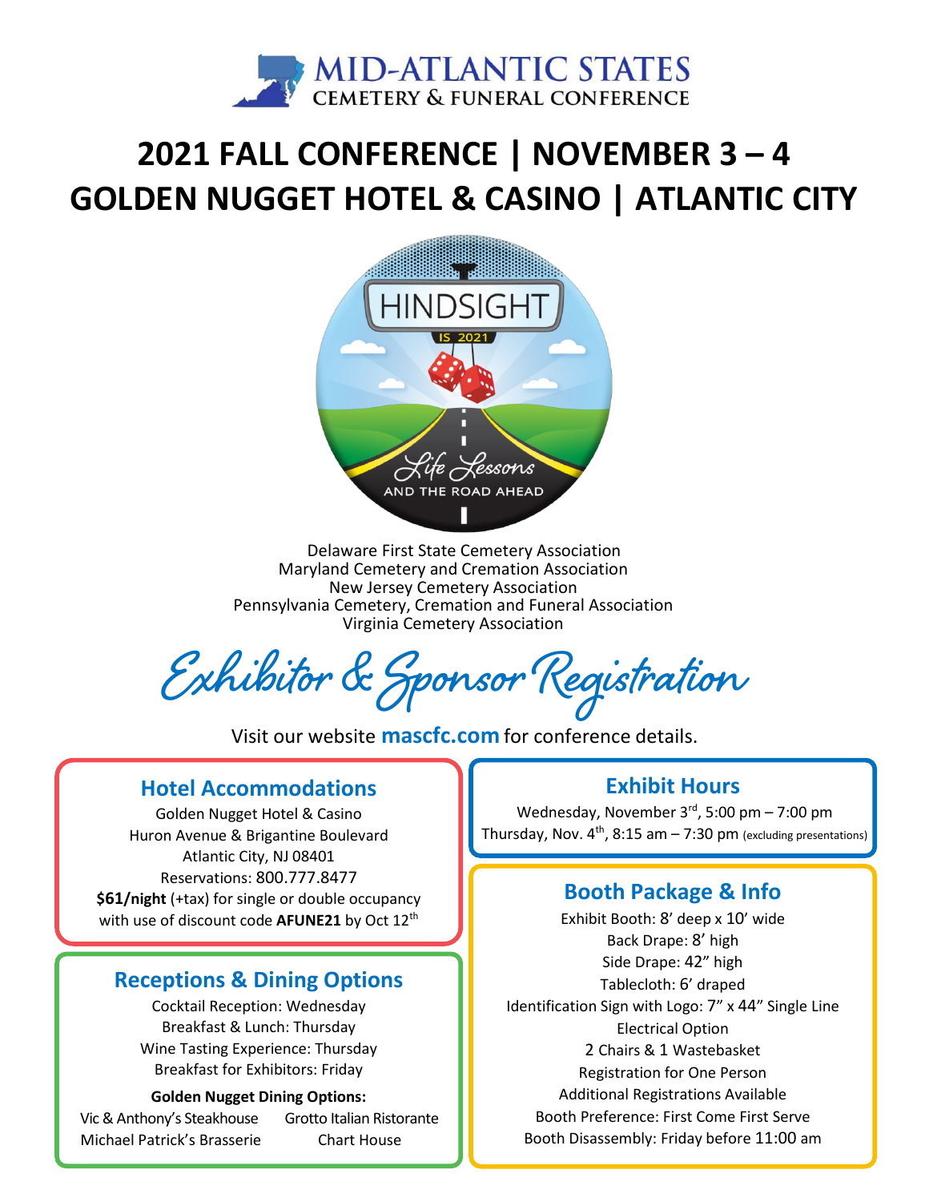MID-ATLANTIC STATES
CEMETERY & FUNERAL CONFERENCE

# 2021 FALL CONFERENCE | NOVEMBER 3 – 4
# GOLDEN NUGGET HOTEL & CASINO | ATLANTIC CITY

HINDSIGHT IS 2021
Life Lessons AND THE ROAD AHEAD

Delaware First State Cemetery Association
Maryland Cemetery and Cremation Association
New Jersey Cemetery Association
Pennsylvania Cemetery, Cremation and Funeral Association
Virginia Cemetery Association

## *Exhibitor & Sponsor Registration*

Visit our website **mascfc.com** for conference details.

### Hotel Accommodations

Golden Nugget Hotel & Casino
Huron Avenue & Brigantine Boulevard
Atlantic City, NJ 08401
Reservations: 800.777.8477
**$61/night** (+tax) for single or double occupancy
with use of discount code **AFUNE21** by Oct 12th

### Receptions & Dining Options

Cocktail Reception: Wednesday
Breakfast & Lunch: Thursday
Wine Tasting Experience: Thursday
Breakfast for Exhibitors: Friday

**Golden Nugget Dining Options:**

Vic & Anthony's Steakhouse
Grotto Italian Ristorante
Michael Patrick's Brasserie
Chart House

### Exhibit Hours

Wednesday, November 3rd, 5:00 pm – 7:00 pm
Thursday, Nov. 4th, 8:15 am – 7:30 pm (excluding presentations)

### Booth Package & Info

Exhibit Booth: 8' deep x 10' wide
Back Drape: 8' high
Side Drape: 42" high
Tablecloth: 6' draped
Identification Sign with Logo: 7" x 44" Single Line
Electrical Option
2 Chairs & 1 Wastebasket
Registration for One Person
Additional Registrations Available
Booth Preference: First Come First Serve
Booth Disassembly: Friday before 11:00 am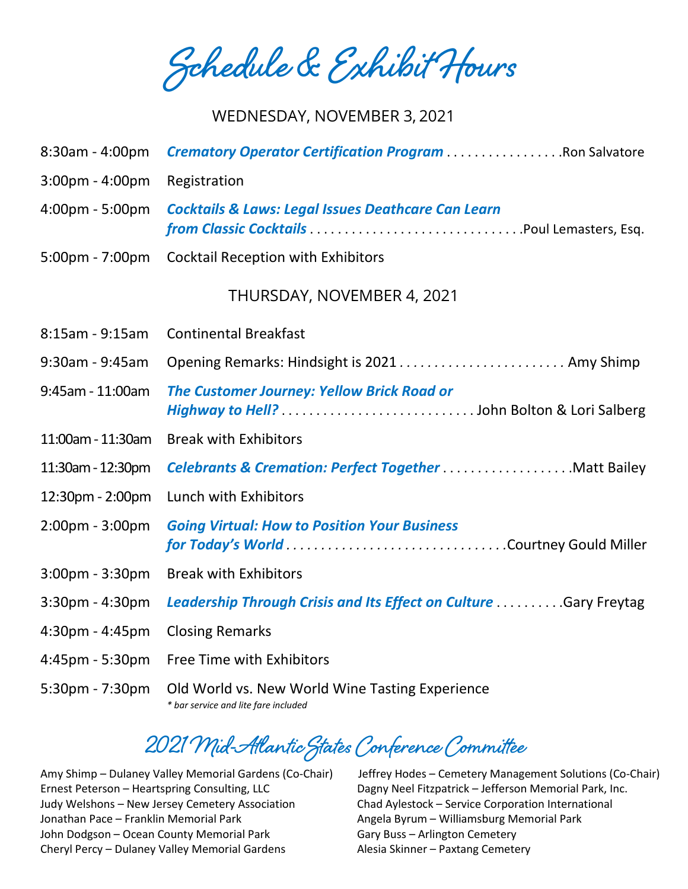# Schedule & Exhibit Hours

## WEDNESDAY, NOVEMBER 3, 2021

| Time | Event | Speaker |
|---|---|---|
| 8:30am - 4:00pm | ***Crematory Operator Certification Program*** | Ron Salvatore |
| 3:00pm - 4:00pm | Registration | |
| 4:00pm - 5:00pm | ***Cocktails & Laws: Legal Issues Deathcare Can Learn from Classic Cocktails*** | Poul Lemasters, Esq. |
| 5:00pm - 7:00pm | Cocktail Reception with Exhibitors | |

## THURSDAY, NOVEMBER 4, 2021

| Time | Event | Speaker |
|---|---|---|
| 8:15am - 9:15am | Continental Breakfast | |
| 9:30am - 9:45am | Opening Remarks: Hindsight is 2021 | Amy Shimp |
| 9:45am - 11:00am | ***The Customer Journey: Yellow Brick Road or Highway to Hell?*** | John Bolton & Lori Salberg |
| 11:00am - 11:30am | Break with Exhibitors | |
| 11:30am - 12:30pm | ***Celebrants & Cremation: Perfect Together*** | Matt Bailey |
| 12:30pm - 2:00pm | Lunch with Exhibitors | |
| 2:00pm - 3:00pm | ***Going Virtual: How to Position Your Business for Today's World*** | Courtney Gould Miller |
| 3:00pm - 3:30pm | Break with Exhibitors | |
| 3:30pm - 4:30pm | ***Leadership Through Crisis and Its Effect on Culture*** | Gary Freytag |
| 4:30pm - 4:45pm | Closing Remarks | |
| 4:45pm - 5:30pm | Free Time with Exhibitors | |
| 5:30pm - 7:30pm | Old World vs. New World Wine Tasting Experience<br>*\* bar service and lite fare included* | |

# 2021 Mid-Atlantic States Conference Committee

- Amy Shimp – Dulaney Valley Memorial Gardens (Co-Chair)
- Ernest Peterson – Heartspring Consulting, LLC
- Judy Welshons – New Jersey Cemetery Association
- Jonathan Pace – Franklin Memorial Park
- John Dodgson – Ocean County Memorial Park
- Cheryl Percy – Dulaney Valley Memorial Gardens
- Jeffrey Hodes – Cemetery Management Solutions (Co-Chair)
- Dagny Neel Fitzpatrick – Jefferson Memorial Park, Inc.
- Chad Aylestock – Service Corporation International
- Angela Byrum – Williamsburg Memorial Park
- Gary Buss – Arlington Cemetery
- Alesia Skinner – Paxtang Cemetery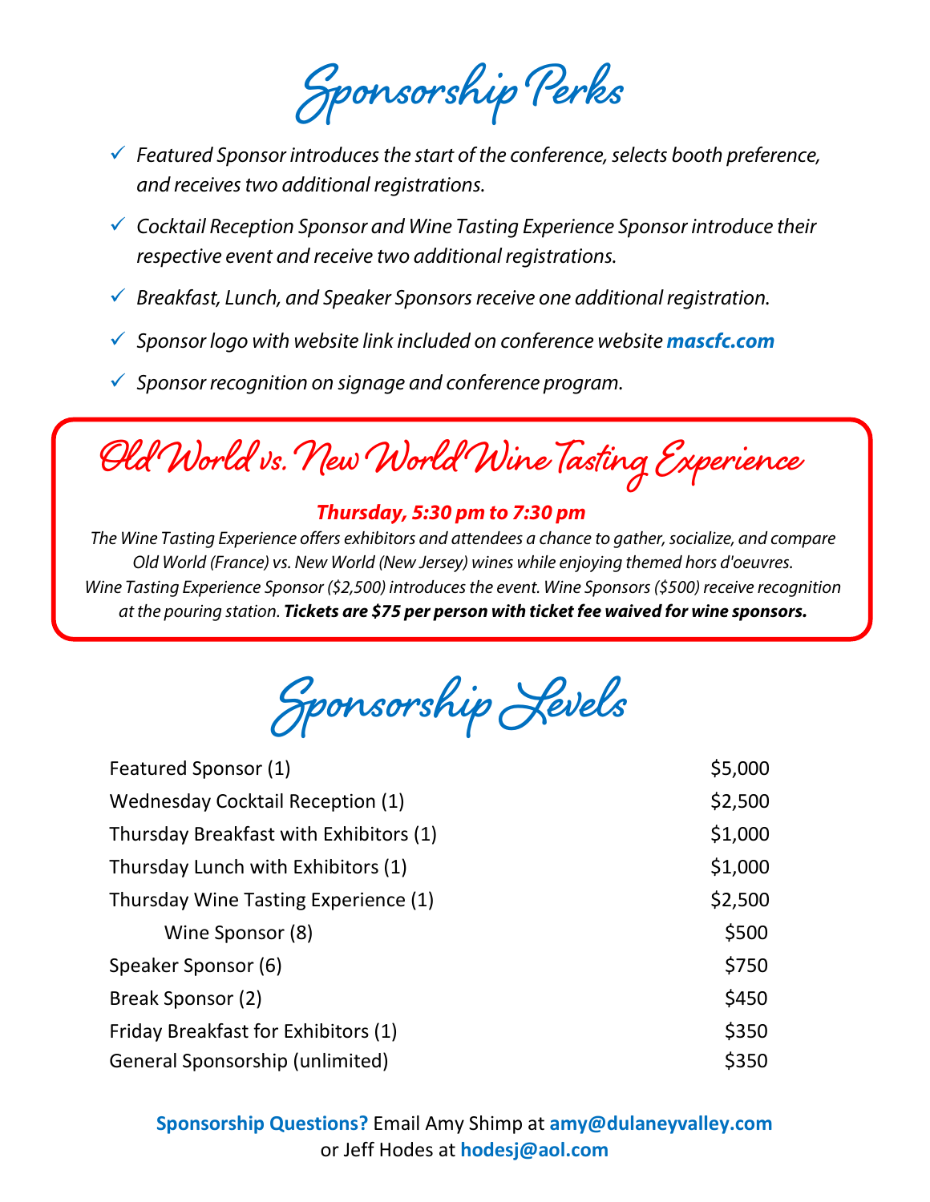# Sponsorship Perks

- ✓ *Featured Sponsor introduces the start of the conference, selects booth preference, and receives two additional registrations.*
- ✓ *Cocktail Reception Sponsor and Wine Tasting Experience Sponsor introduce their respective event and receive two additional registrations.*
- ✓ *Breakfast, Lunch, and Speaker Sponsors receive one additional registration.*
- ✓ *Sponsor logo with website link included on conference website* ***mascfc.com***
- ✓ *Sponsor recognition on signage and conference program.*

## Old World vs. New World Wine Tasting Experience

***Thursday, 5:30 pm to 7:30 pm***

*The Wine Tasting Experience offers exhibitors and attendees a chance to gather, socialize, and compare Old World (France) vs. New World (New Jersey) wines while enjoying themed hors d'oeuvres. Wine Tasting Experience Sponsor ($2,500) introduces the event. Wine Sponsors ($500) receive recognition at the pouring station.* ***Tickets are $75 per person with ticket fee waived for wine sponsors.***

# Sponsorship Levels

| Sponsorship | Amount |
|---|---|
| Featured Sponsor (1) | $5,000 |
| Wednesday Cocktail Reception (1) | $2,500 |
| Thursday Breakfast with Exhibitors (1) | $1,000 |
| Thursday Lunch with Exhibitors (1) | $1,000 |
| Thursday Wine Tasting Experience (1) | $2,500 |
| Wine Sponsor (8) | $500 |
| Speaker Sponsor (6) | $750 |
| Break Sponsor (2) | $450 |
| Friday Breakfast for Exhibitors (1) | $350 |
| General Sponsorship (unlimited) | $350 |

**Sponsorship Questions?** Email Amy Shimp at **amy@dulaneyvalley.com** or Jeff Hodes at **hodesj@aol.com**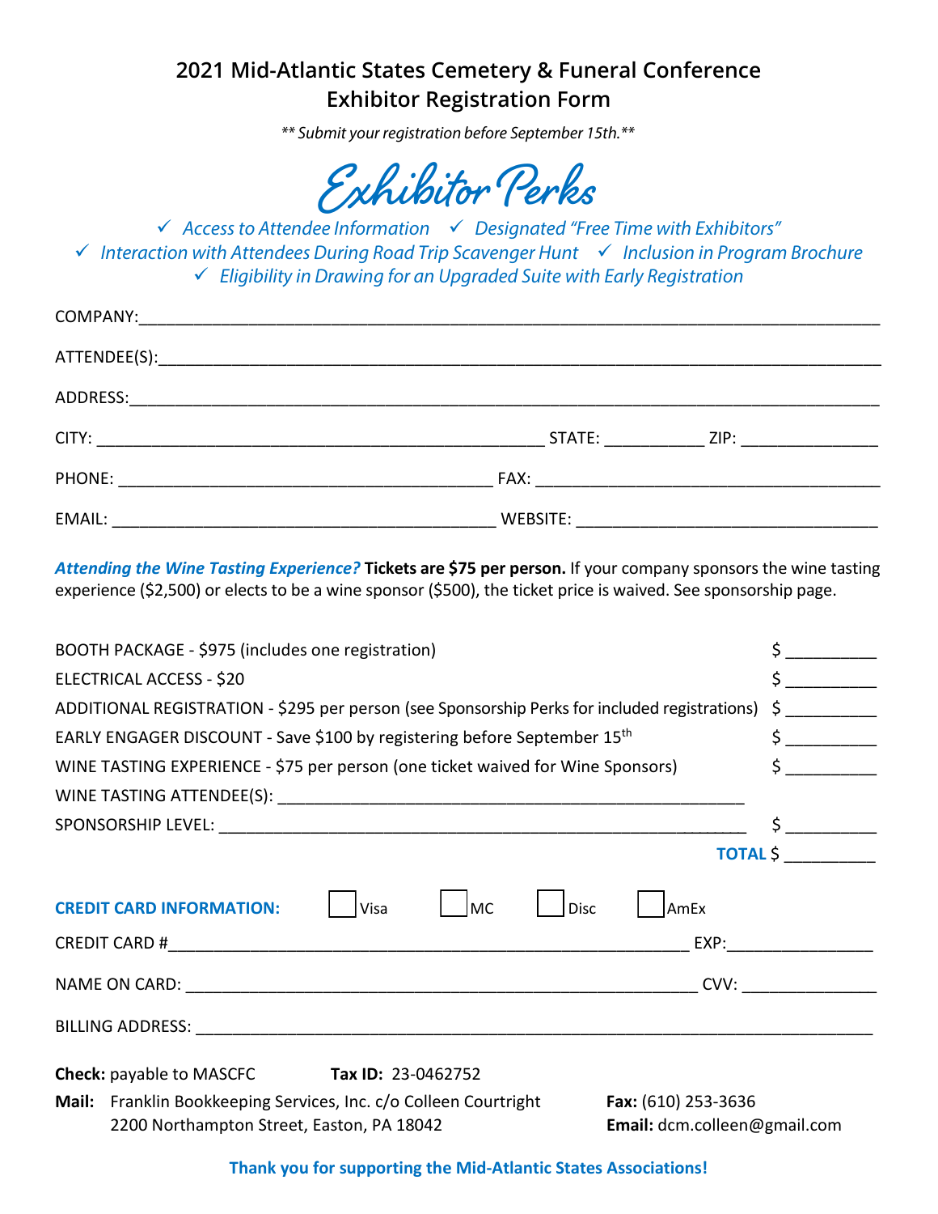# 2021 Mid-Atlantic States Cemetery & Funeral Conference
## Exhibitor Registration Form

*** Submit your registration before September 15th.***

## *Exhibitor Perks*

✓ *Access to Attendee Information* ✓ *Designated "Free Time with Exhibitors"*
✓ *Interaction with Attendees During Road Trip Scavenger Hunt* ✓ *Inclusion in Program Brochure*
✓ *Eligibility in Drawing for an Upgraded Suite with Early Registration*

COMPANY:______________________________________________________________________________

ATTENDEE(S):___________________________________________________________________________

ADDRESS:______________________________________________________________________________

CITY: ______________________________________________ STATE: __________ ZIP: ______________

PHONE: ________________________________________ FAX: _____________________________________

EMAIL: ___________________________________________ WEBSITE: ______________________________

***Attending the Wine Tasting Experience?*** **Tickets are $75 per person.** If your company sponsors the wine tasting experience ($2,500) or elects to be a wine sponsor ($500), the ticket price is waived. See sponsorship page.

BOOTH PACKAGE - $975 (includes one registration) $ __________

ELECTRICAL ACCESS - $20 $ __________

ADDITIONAL REGISTRATION - $295 per person (see Sponsorship Perks for included registrations) $ __________

EARLY ENGAGER DISCOUNT - Save $100 by registering before September 15th $ __________

WINE TASTING EXPERIENCE - $75 per person (one ticket waived for Wine Sponsors) $ __________

WINE TASTING ATTENDEE(S): ____________________________________________________

SPONSORSHIP LEVEL: __________________________________________________________ $ __________

**TOTAL** $ __________

**CREDIT CARD INFORMATION:** ☐ Visa ☐ MC ☐ Disc ☐ AmEx

CREDIT CARD #_______________________________________________________ EXP:_______________

NAME ON CARD: ______________________________________________________ CVV: ______________

BILLING ADDRESS: _____________________________________________________________________

**Check:** payable to MASCFC **Tax ID:** 23-0462752

**Mail:** Franklin Bookkeeping Services, Inc. c/o Colleen Courtright
2200 Northampton Street, Easton, PA 18042

**Fax:** (610) 253-3636
**Email:** dcm.colleen@gmail.com

**Thank you for supporting the Mid-Atlantic States Associations!**